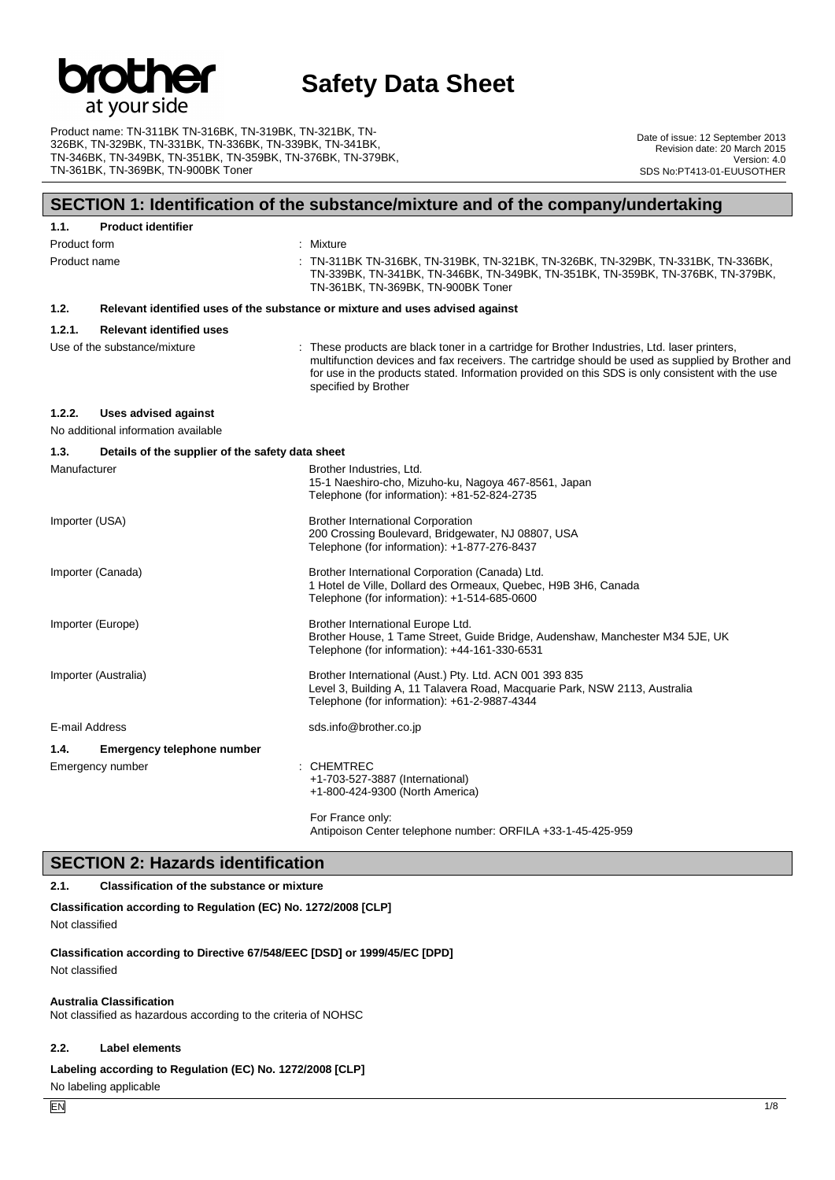# Safety Data Sheet

Product name: TN-311BK TN-316BK, TN-319BK, TN-321BK, TN-326BK, TN-329BK, TN-331BK, TN-336BK, TN-339BK, TN-341BK, TN-346BK, TN-349BK, TN-351BK, TN-359BK, TN-376BK, TN-379BK, TN-361BK, TN-369BK, TN-900BK Toner

Date of issue: 12 September 2013
Revision date: 20 March 2015
Version: 4.0
SDS No:PT413-01-EUUSOTHER

## SECTION 1: Identification of the substance/mixture and of the company/undertaking

### 1.1. Product identifier

Product form : Mixture

Product name : TN-311BK TN-316BK, TN-319BK, TN-321BK, TN-326BK, TN-329BK, TN-331BK, TN-336BK, TN-339BK, TN-341BK, TN-346BK, TN-349BK, TN-351BK, TN-359BK, TN-376BK, TN-379BK, TN-361BK, TN-369BK, TN-900BK Toner

### 1.2. Relevant identified uses of the substance or mixture and uses advised against

#### 1.2.1. Relevant identified uses

Use of the substance/mixture : These products are black toner in a cartridge for Brother Industries, Ltd. laser printers, multifunction devices and fax receivers. The cartridge should be used as supplied by Brother and for use in the products stated. Information provided on this SDS is only consistent with the use specified by Brother

#### 1.2.2. Uses advised against

No additional information available

### 1.3. Details of the supplier of the safety data sheet

Manufacturer
Brother Industries, Ltd.
15-1 Naeshiro-cho, Mizuho-ku, Nagoya 467-8561, Japan
Telephone (for information): +81-52-824-2735

Importer (USA)
Brother International Corporation
200 Crossing Boulevard, Bridgewater, NJ 08807, USA
Telephone (for information): +1-877-276-8437

Importer (Canada)
Brother International Corporation (Canada) Ltd.
1 Hotel de Ville, Dollard des Ormeaux, Quebec, H9B 3H6, Canada
Telephone (for information): +1-514-685-0600

Importer (Europe)
Brother International Europe Ltd.
Brother House, 1 Tame Street, Guide Bridge, Audenshaw, Manchester M34 5JE, UK
Telephone (for information): +44-161-330-6531

Importer (Australia)
Brother International (Aust.) Pty. Ltd. ACN 001 393 835
Level 3, Building A, 11 Talavera Road, Macquarie Park, NSW 2113, Australia
Telephone (for information): +61-2-9887-4344

E-mail Address
sds.info@brother.co.jp

### 1.4. Emergency telephone number

Emergency number : CHEMTREC
+1-703-527-3887 (International)
+1-800-424-9300 (North America)

For France only:
Antipoison Center telephone number: ORFILA +33-1-45-425-959

## SECTION 2: Hazards identification

### 2.1. Classification of the substance or mixture

**Classification according to Regulation (EC) No. 1272/2008 [CLP]**

Not classified

**Classification according to Directive 67/548/EEC [DSD] or 1999/45/EC [DPD]**

Not classified

**Australia Classification**

Not classified as hazardous according to the criteria of NOHSC

### 2.2. Label elements

**Labeling according to Regulation (EC) No. 1272/2008 [CLP]**

No labeling applicable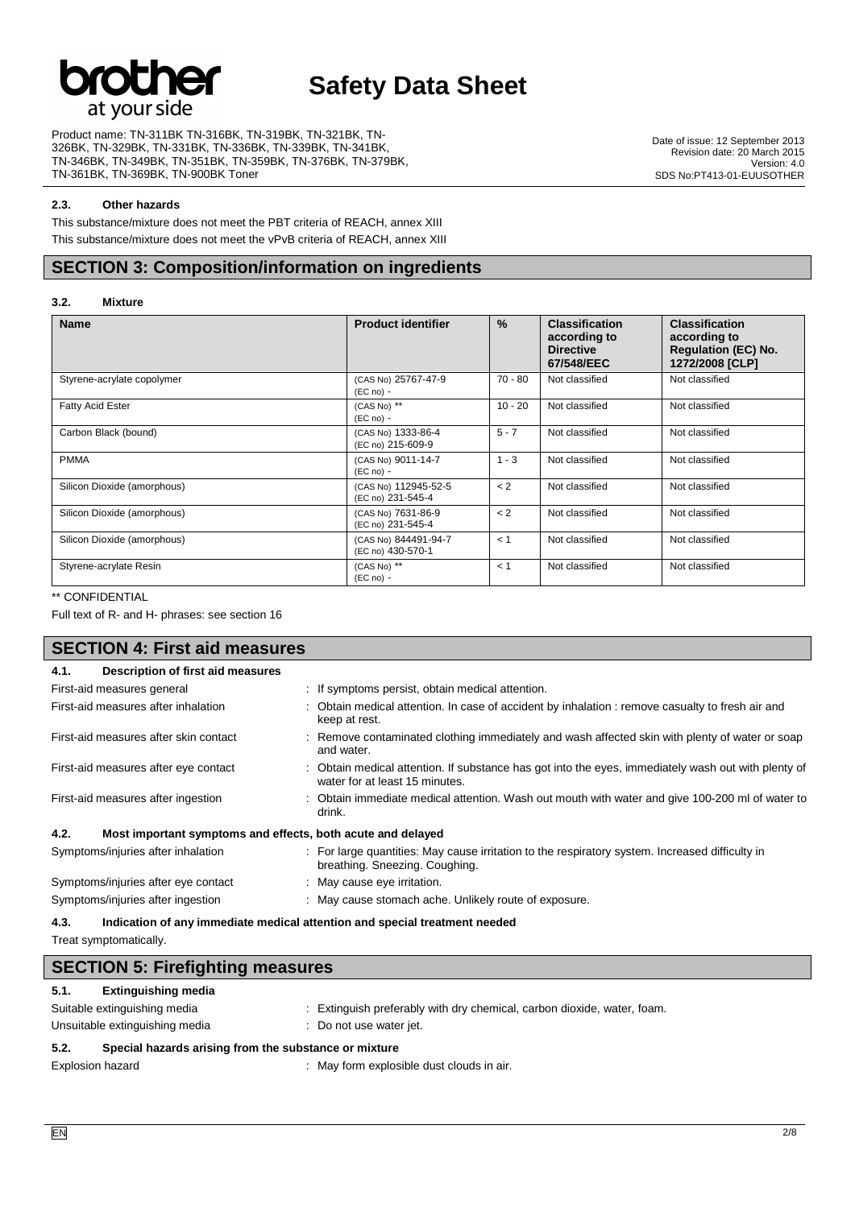#### 2.3. Other hazards

This substance/mixture does not meet the PBT criteria of REACH, annex XIII

This substance/mixture does not meet the vPvB criteria of REACH, annex XIII

## SECTION 3: Composition/information on ingredients

#### 3.2. Mixture

| Name | Product identifier | % | Classification according to Directive 67/548/EEC | Classification according to Regulation (EC) No. 1272/2008 [CLP] |
|---|---|---|---|---|
| Styrene-acrylate copolymer | (CAS No) 25767-47-9<br>(EC no) - | 70 - 80 | Not classified | Not classified |
| Fatty Acid Ester | (CAS No) **<br>(EC no) - | 10 - 20 | Not classified | Not classified |
| Carbon Black (bound) | (CAS No) 1333-86-4<br>(EC no) 215-609-9 | 5 - 7 | Not classified | Not classified |
| PMMA | (CAS No) 9011-14-7<br>(EC no) - | 1 - 3 | Not classified | Not classified |
| Silicon Dioxide (amorphous) | (CAS No) 112945-52-5<br>(EC no) 231-545-4 | < 2 | Not classified | Not classified |
| Silicon Dioxide (amorphous) | (CAS No) 7631-86-9<br>(EC no) 231-545-4 | < 2 | Not classified | Not classified |
| Silicon Dioxide (amorphous) | (CAS No) 844491-94-7<br>(EC no) 430-570-1 | < 1 | Not classified | Not classified |
| Styrene-acrylate Resin | (CAS No) **<br>(EC no) - | < 1 | Not classified | Not classified |

** CONFIDENTIAL

Full text of R- and H- phrases: see section 16

## SECTION 4: First aid measures

#### 4.1. Description of first aid measures

First-aid measures general : If symptoms persist, obtain medical attention.

First-aid measures after inhalation : Obtain medical attention. In case of accident by inhalation : remove casualty to fresh air and keep at rest.

First-aid measures after skin contact : Remove contaminated clothing immediately and wash affected skin with plenty of water or soap and water.

First-aid measures after eye contact : Obtain medical attention. If substance has got into the eyes, immediately wash out with plenty of water for at least 15 minutes.

First-aid measures after ingestion : Obtain immediate medical attention. Wash out mouth with water and give 100-200 ml of water to drink.

#### 4.2. Most important symptoms and effects, both acute and delayed

Symptoms/injuries after inhalation : For large quantities: May cause irritation to the respiratory system. Increased difficulty in breathing. Sneezing. Coughing.

Symptoms/injuries after eye contact : May cause eye irritation.

Symptoms/injuries after ingestion : May cause stomach ache. Unlikely route of exposure.

#### 4.3. Indication of any immediate medical attention and special treatment needed

Treat symptomatically.

## SECTION 5: Firefighting measures

#### 5.1. Extinguishing media

Suitable extinguishing media : Extinguish preferably with dry chemical, carbon dioxide, water, foam.

Unsuitable extinguishing media : Do not use water jet.

#### 5.2. Special hazards arising from the substance or mixture

Explosion hazard : May form explosible dust clouds in air.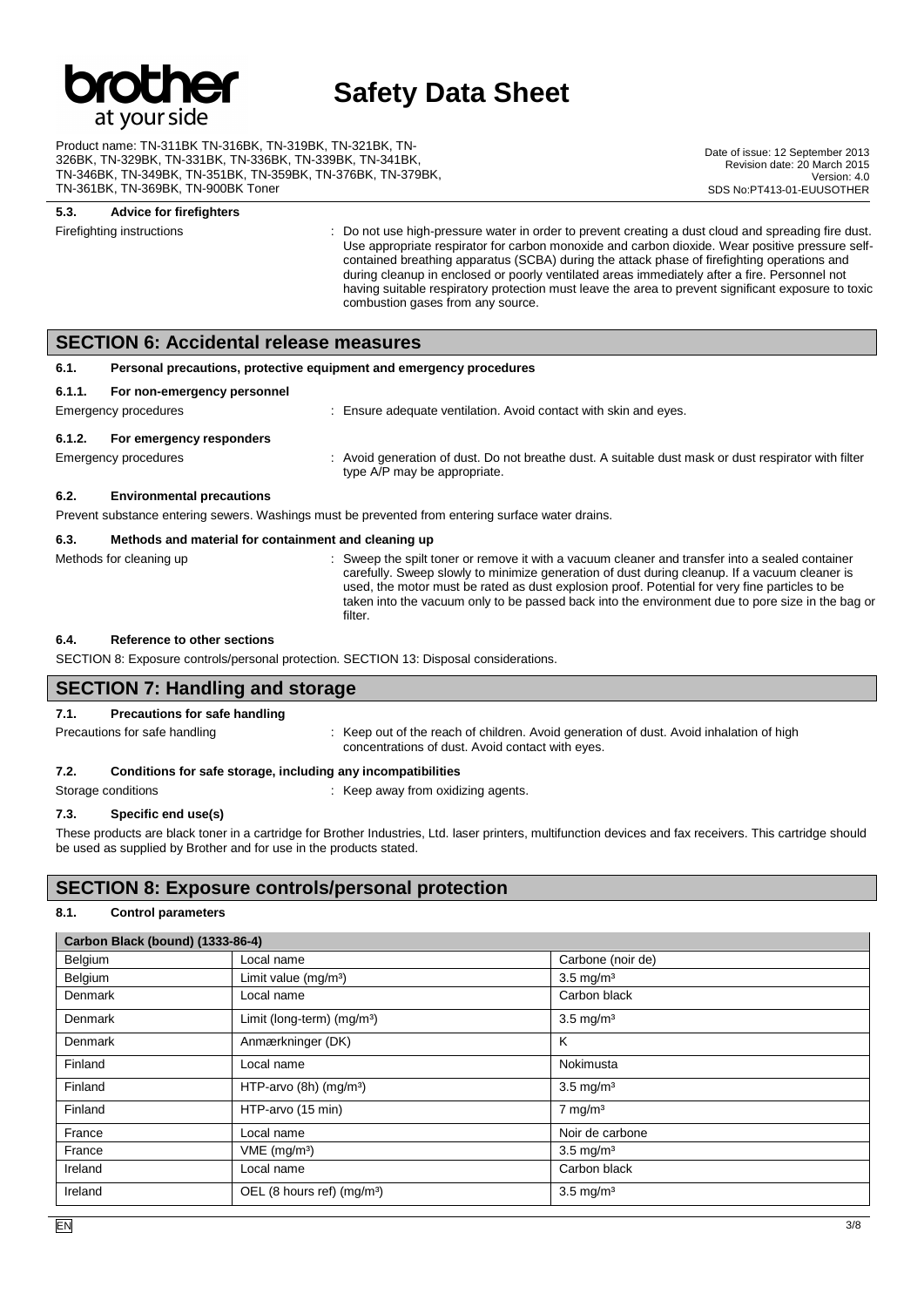#### 5.3. Advice for firefighters

Firefighting instructions : Do not use high-pressure water in order to prevent creating a dust cloud and spreading fire dust. Use appropriate respirator for carbon monoxide and carbon dioxide. Wear positive pressure self-contained breathing apparatus (SCBA) during the attack phase of firefighting operations and during cleanup in enclosed or poorly ventilated areas immediately after a fire. Personnel not having suitable respiratory protection must leave the area to prevent significant exposure to toxic combustion gases from any source.

## SECTION 6: Accidental release measures

#### 6.1. Personal precautions, protective equipment and emergency procedures

#### 6.1.1. For non-emergency personnel

Emergency procedures : Ensure adequate ventilation. Avoid contact with skin and eyes.

#### 6.1.2. For emergency responders

Emergency procedures : Avoid generation of dust. Do not breathe dust. A suitable dust mask or dust respirator with filter type A/P may be appropriate.

#### 6.2. Environmental precautions

Prevent substance entering sewers. Washings must be prevented from entering surface water drains.

#### 6.3. Methods and material for containment and cleaning up

Methods for cleaning up : Sweep the spilt toner or remove it with a vacuum cleaner and transfer into a sealed container carefully. Sweep slowly to minimize generation of dust during cleanup. If a vacuum cleaner is used, the motor must be rated as dust explosion proof. Potential for very fine particles to be taken into the vacuum only to be passed back into the environment due to pore size in the bag or filter.

#### 6.4. Reference to other sections

SECTION 8: Exposure controls/personal protection. SECTION 13: Disposal considerations.

## SECTION 7: Handling and storage

#### 7.1. Precautions for safe handling

Precautions for safe handling : Keep out of the reach of children. Avoid generation of dust. Avoid inhalation of high concentrations of dust. Avoid contact with eyes.

#### 7.2. Conditions for safe storage, including any incompatibilities

Storage conditions : Keep away from oxidizing agents.

#### 7.3. Specific end use(s)

These products are black toner in a cartridge for Brother Industries, Ltd. laser printers, multifunction devices and fax receivers. This cartridge should be used as supplied by Brother and for use in the products stated.

## SECTION 8: Exposure controls/personal protection

#### 8.1. Control parameters

| Carbon Black (bound) (1333-86-4) | | |
|---|---|---|
| Belgium | Local name | Carbone (noir de) |
| Belgium | Limit value (mg/m³) | 3.5 mg/m³ |
| Denmark | Local name | Carbon black |
| Denmark | Limit (long-term) (mg/m³) | 3.5 mg/m³ |
| Denmark | Anmærkninger (DK) | K |
| Finland | Local name | Nokimusta |
| Finland | HTP-arvo (8h) (mg/m³) | 3.5 mg/m³ |
| Finland | HTP-arvo (15 min) | 7 mg/m³ |
| France | Local name | Noir de carbone |
| France | VME (mg/m³) | 3.5 mg/m³ |
| Ireland | Local name | Carbon black |
| Ireland | OEL (8 hours ref) (mg/m³) | 3.5 mg/m³ |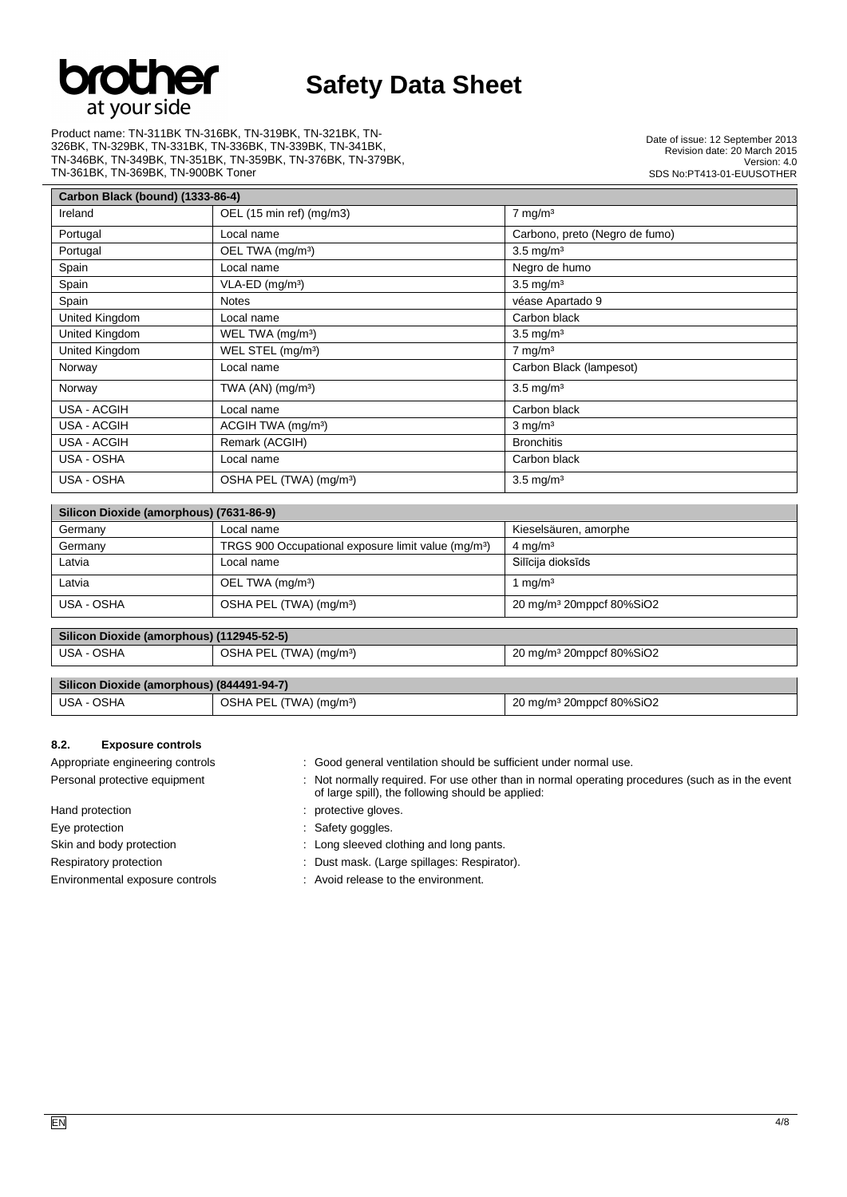| Carbon Black (bound) (1333-86-4) | | |
|---|---|---|
| Ireland | OEL (15 min ref) (mg/m3) | 7 mg/m³ |
| Portugal | Local name | Carbono, preto (Negro de fumo) |
| Portugal | OEL TWA (mg/m³) | 3.5 mg/m³ |
| Spain | Local name | Negro de humo |
| Spain | VLA-ED (mg/m³) | 3.5 mg/m³ |
| Spain | Notes | véase Apartado 9 |
| United Kingdom | Local name | Carbon black |
| United Kingdom | WEL TWA (mg/m³) | 3.5 mg/m³ |
| United Kingdom | WEL STEL (mg/m³) | 7 mg/m³ |
| Norway | Local name | Carbon Black (lampesot) |
| Norway | TWA (AN) (mg/m³) | 3.5 mg/m³ |
| USA - ACGIH | Local name | Carbon black |
| USA - ACGIH | ACGIH TWA (mg/m³) | 3 mg/m³ |
| USA - ACGIH | Remark (ACGIH) | Bronchitis |
| USA - OSHA | Local name | Carbon black |
| USA - OSHA | OSHA PEL (TWA) (mg/m³) | 3.5 mg/m³ |

| Silicon Dioxide (amorphous) (7631-86-9) | | |
|---|---|---|
| Germany | Local name | Kieselsäuren, amorphe |
| Germany | TRGS 900 Occupational exposure limit value (mg/m³) | 4 mg/m³ |
| Latvia | Local name | Silīcija dioksīds |
| Latvia | OEL TWA (mg/m³) | 1 mg/m³ |
| USA - OSHA | OSHA PEL (TWA) (mg/m³) | 20 mg/m³ 20mppcf 80%SiO2 |

| Silicon Dioxide (amorphous) (112945-52-5) | | |
|---|---|---|
| USA - OSHA | OSHA PEL (TWA) (mg/m³) | 20 mg/m³ 20mppcf 80%SiO2 |

| Silicon Dioxide (amorphous) (844491-94-7) | | |
|---|---|---|
| USA - OSHA | OSHA PEL (TWA) (mg/m³) | 20 mg/m³ 20mppcf 80%SiO2 |

### 8.2. Exposure controls

Appropriate engineering controls : Good general ventilation should be sufficient under normal use.

Personal protective equipment : Not normally required. For use other than in normal operating procedures (such as in the event of large spill), the following should be applied:

Hand protection : protective gloves.

Eye protection : Safety goggles.

Skin and body protection : Long sleeved clothing and long pants.

Respiratory protection : Dust mask. (Large spillages: Respirator).

Environmental exposure controls : Avoid release to the environment.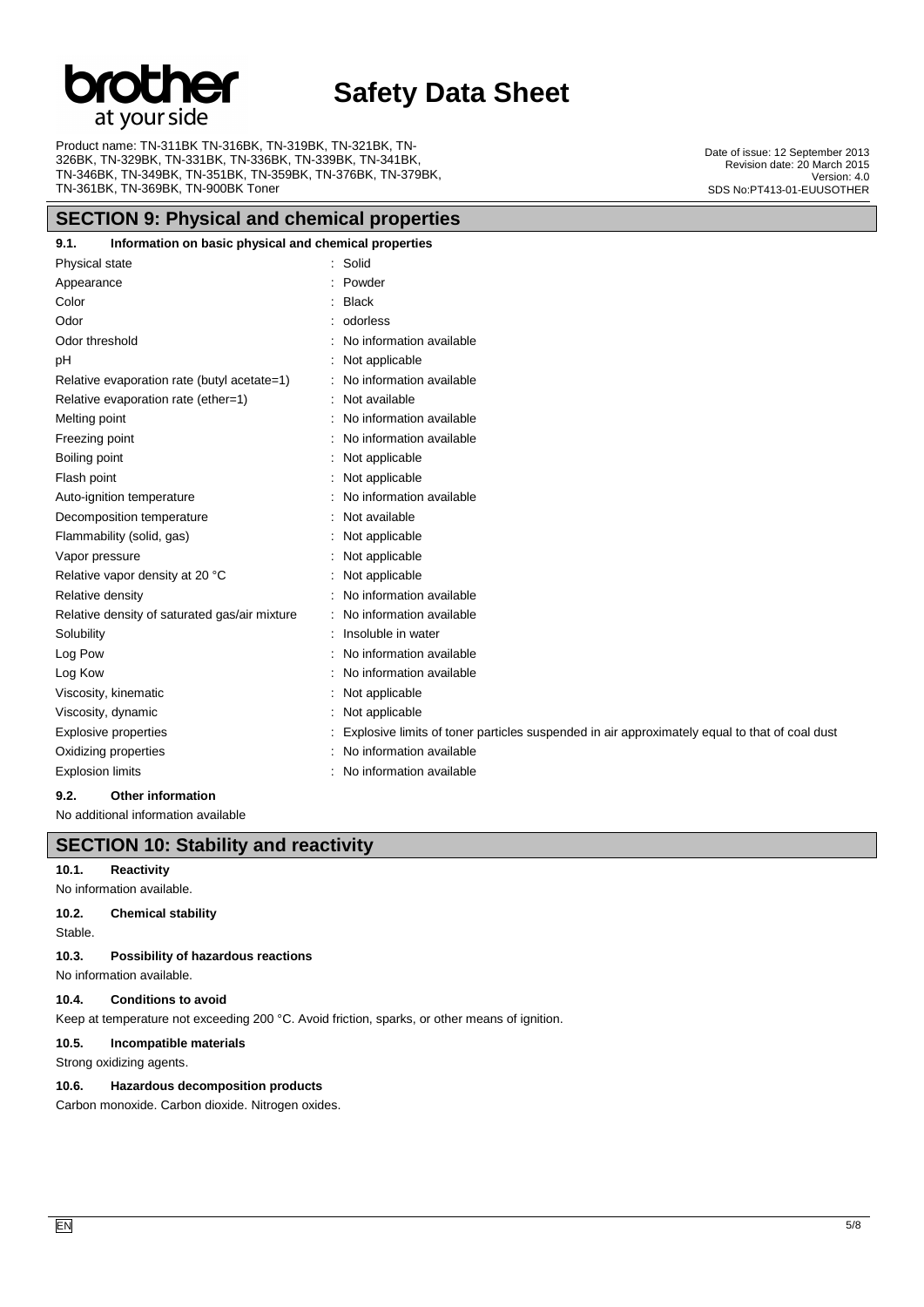## SECTION 9: Physical and chemical properties

### 9.1. Information on basic physical and chemical properties

| Property | Value |
|---|---|
| Physical state | Solid |
| Appearance | Powder |
| Color | Black |
| Odor | odorless |
| Odor threshold | No information available |
| pH | Not applicable |
| Relative evaporation rate (butyl acetate=1) | No information available |
| Relative evaporation rate (ether=1) | Not available |
| Melting point | No information available |
| Freezing point | No information available |
| Boiling point | Not applicable |
| Flash point | Not applicable |
| Auto-ignition temperature | No information available |
| Decomposition temperature | Not available |
| Flammability (solid, gas) | Not applicable |
| Vapor pressure | Not applicable |
| Relative vapor density at 20 °C | Not applicable |
| Relative density | No information available |
| Relative density of saturated gas/air mixture | No information available |
| Solubility | Insoluble in water |
| Log Pow | No information available |
| Log Kow | No information available |
| Viscosity, kinematic | Not applicable |
| Viscosity, dynamic | Not applicable |
| Explosive properties | Explosive limits of toner particles suspended in air approximately equal to that of coal dust |
| Oxidizing properties | No information available |
| Explosion limits | No information available |

### 9.2. Other information

No additional information available

## SECTION 10: Stability and reactivity

### 10.1. Reactivity

No information available.

### 10.2. Chemical stability

Stable.

### 10.3. Possibility of hazardous reactions

No information available.

### 10.4. Conditions to avoid

Keep at temperature not exceeding 200 °C. Avoid friction, sparks, or other means of ignition.

### 10.5. Incompatible materials

Strong oxidizing agents.

### 10.6. Hazardous decomposition products

Carbon monoxide. Carbon dioxide. Nitrogen oxides.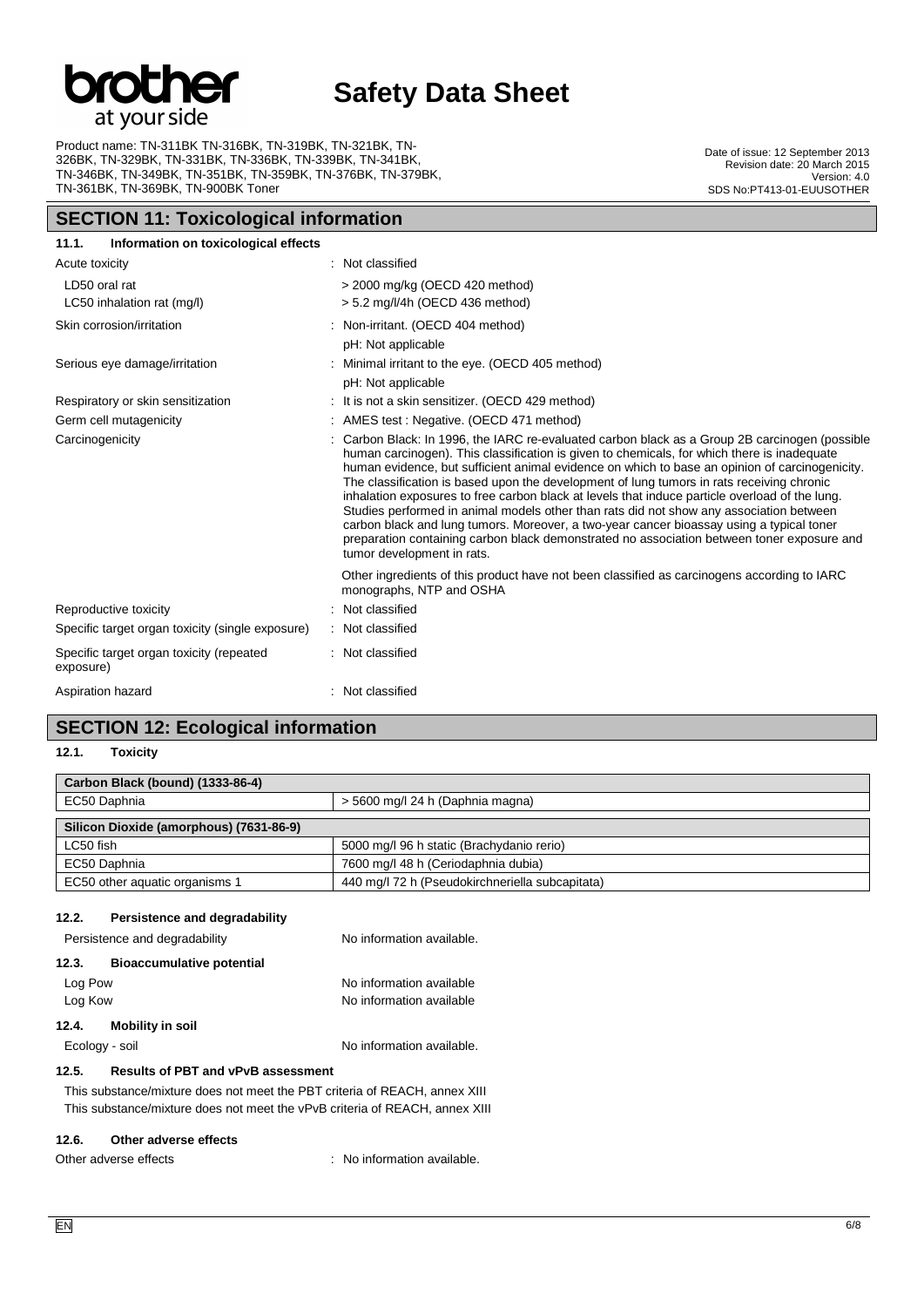## SECTION 11: Toxicological information

### 11.1. Information on toxicological effects

| | |
|---|---|
| Acute toxicity | : Not classified |
| LD50 oral rat | > 2000 mg/kg (OECD 420 method) |
| LC50 inhalation rat (mg/l) | > 5.2 mg/l/4h (OECD 436 method) |
| Skin corrosion/irritation | : Non-irritant. (OECD 404 method)<br>pH: Not applicable |
| Serious eye damage/irritation | : Minimal irritant to the eye. (OECD 405 method)<br>pH: Not applicable |
| Respiratory or skin sensitization | : It is not a skin sensitizer. (OECD 429 method) |
| Germ cell mutagenicity | : AMES test : Negative. (OECD 471 method) |
| Carcinogenicity | : Carbon Black: In 1996, the IARC re-evaluated carbon black as a Group 2B carcinogen (possible human carcinogen). This classification is given to chemicals, for which there is inadequate human evidence, but sufficient animal evidence on which to base an opinion of carcinogenicity. The classification is based upon the development of lung tumors in rats receiving chronic inhalation exposures to free carbon black at levels that induce particle overload of the lung. Studies performed in animal models other than rats did not show any association between carbon black and lung tumors. Moreover, a two-year cancer bioassay using a typical toner preparation containing carbon black demonstrated no association between toner exposure and tumor development in rats.<br>Other ingredients of this product have not been classified as carcinogens according to IARC monographs, NTP and OSHA |
| Reproductive toxicity | : Not classified |
| Specific target organ toxicity (single exposure) | : Not classified |
| Specific target organ toxicity (repeated exposure) | : Not classified |
| Aspiration hazard | : Not classified |

## SECTION 12: Ecological information

### 12.1. Toxicity

| Carbon Black (bound) (1333-86-4) | |
|---|---|
| EC50 Daphnia | > 5600 mg/l 24 h (Daphnia magna) |

| Silicon Dioxide (amorphous) (7631-86-9) | |
|---|---|
| LC50 fish | 5000 mg/l 96 h static (Brachydanio rerio) |
| EC50 Daphnia | 7600 mg/l 48 h (Ceriodaphnia dubia) |
| EC50 other aquatic organisms 1 | 440 mg/l 72 h (Pseudokirchneriella subcapitata) |

### 12.2. Persistence and degradability

Persistence and degradability — No information available.

### 12.3. Bioaccumulative potential

Log Pow — No information available

Log Kow — No information available

### 12.4. Mobility in soil

Ecology - soil — No information available.

### 12.5. Results of PBT and vPvB assessment

This substance/mixture does not meet the PBT criteria of REACH, annex XIII

This substance/mixture does not meet the vPvB criteria of REACH, annex XIII

### 12.6. Other adverse effects

Other adverse effects : No information available.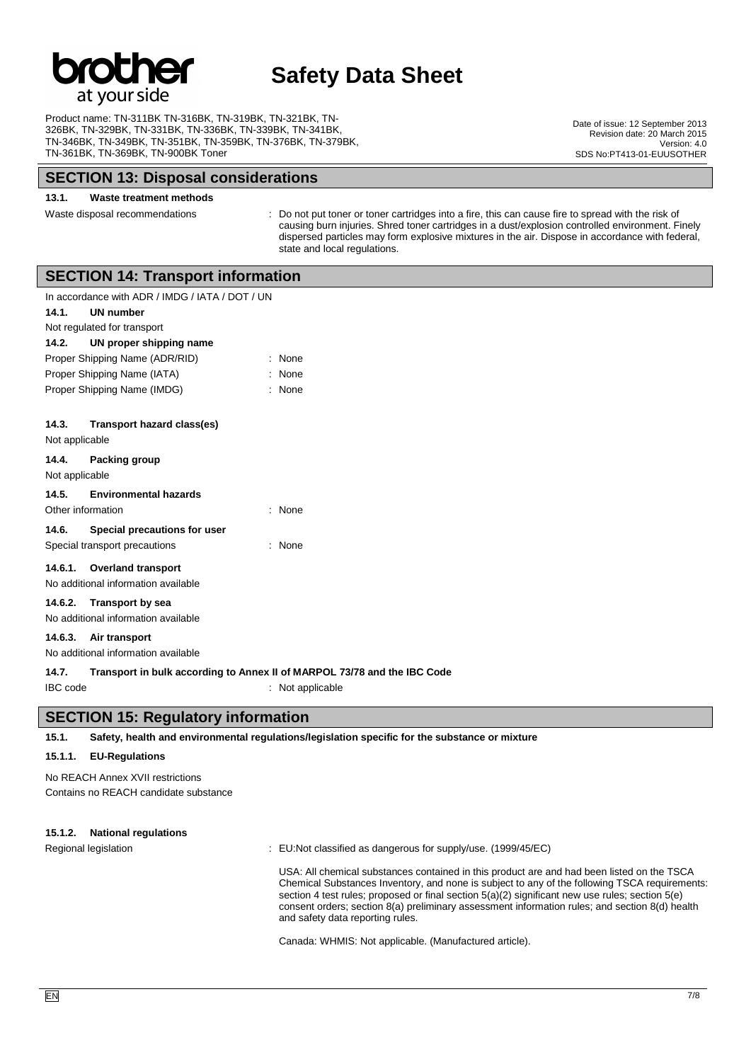## SECTION 13: Disposal considerations

### 13.1. Waste treatment methods

Waste disposal recommendations : Do not put toner or toner cartridges into a fire, this can cause fire to spread with the risk of causing burn injuries. Shred toner cartridges in a dust/explosion controlled environment. Finely dispersed particles may form explosive mixtures in the air. Dispose in accordance with federal, state and local regulations.

## SECTION 14: Transport information

In accordance with ADR / IMDG / IATA / DOT / UN

### 14.1. UN number

Not regulated for transport

### 14.2. UN proper shipping name

Proper Shipping Name (ADR/RID) : None

Proper Shipping Name (IATA) : None

Proper Shipping Name (IMDG) : None

### 14.3. Transport hazard class(es)

Not applicable

### 14.4. Packing group

Not applicable

### 14.5. Environmental hazards

Other information : None

### 14.6. Special precautions for user

Special transport precautions : None

#### 14.6.1. Overland transport

No additional information available

#### 14.6.2. Transport by sea

No additional information available

#### 14.6.3. Air transport

No additional information available

### 14.7. Transport in bulk according to Annex II of MARPOL 73/78 and the IBC Code

IBC code : Not applicable

## SECTION 15: Regulatory information

### 15.1. Safety, health and environmental regulations/legislation specific for the substance or mixture

#### 15.1.1. EU-Regulations

No REACH Annex XVII restrictions

Contains no REACH candidate substance

#### 15.1.2. National regulations

Regional legislation : EU:Not classified as dangerous for supply/use. (1999/45/EC)

USA: All chemical substances contained in this product are and had been listed on the TSCA Chemical Substances Inventory, and none is subject to any of the following TSCA requirements: section 4 test rules; proposed or final section 5(a)(2) significant new use rules; section 5(e) consent orders; section 8(a) preliminary assessment information rules; and section 8(d) health and safety data reporting rules.

Canada: WHMIS: Not applicable. (Manufactured article).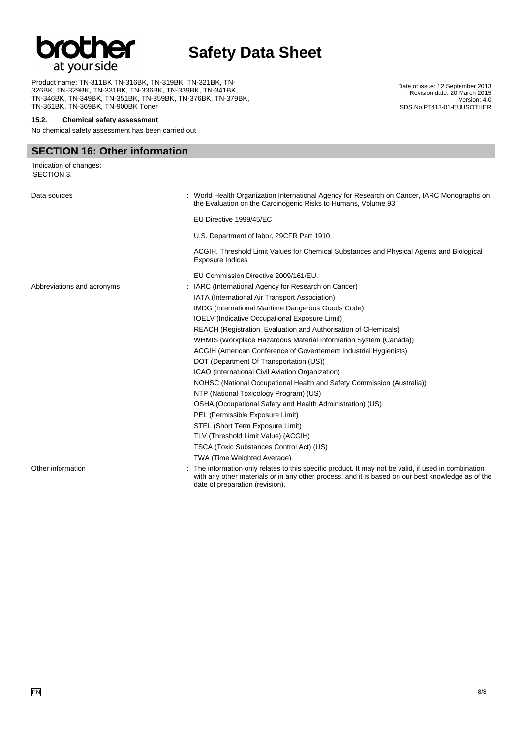### 15.2. Chemical safety assessment

No chemical safety assessment has been carried out

## SECTION 16: Other information

Indication of changes:
SECTION 3.

| | |
|---|---|
| Data sources | : World Health Organization International Agency for Research on Cancer, IARC Monographs on the Evaluation on the Carcinogenic Risks to Humans, Volume 93<br><br>EU Directive 1999/45/EC<br><br>U.S. Department of labor, 29CFR Part 1910.<br><br>ACGIH, Threshold Limit Values for Chemical Substances and Physical Agents and Biological Exposure Indices<br><br>EU Commission Directive 2009/161/EU. |
| Abbreviations and acronyms | : IARC (International Agency for Research on Cancer)<br>IATA (International Air Transport Association)<br>IMDG (International Maritime Dangerous Goods Code)<br>IOELV (Indicative Occupational Exposure Limit)<br>REACH (Registration, Evaluation and Authorisation of CHemicals)<br>WHMIS (Workplace Hazardous Material Information System (Canada))<br>ACGIH (American Conference of Governement Industrial Hygienists)<br>DOT (Department Of Transportation (US))<br>ICAO (International Civil Aviation Organization)<br>NOHSC (National Occupational Health and Safety Commission (Australia))<br>NTP (National Toxicology Program) (US)<br>OSHA (Occupational Safety and Health Administration) (US)<br>PEL (Permissible Exposure Limit)<br>STEL (Short Term Exposure Limit)<br>TLV (Threshold Limit Value) (ACGIH)<br>TSCA (Toxic Substances Control Act) (US)<br>TWA (Time Weighted Average). |
| Other information | : The information only relates to this specific product. It may not be valid, if used in combination with any other materials or in any other process, and it is based on our best knowledge as of the date of preparation (revision). |